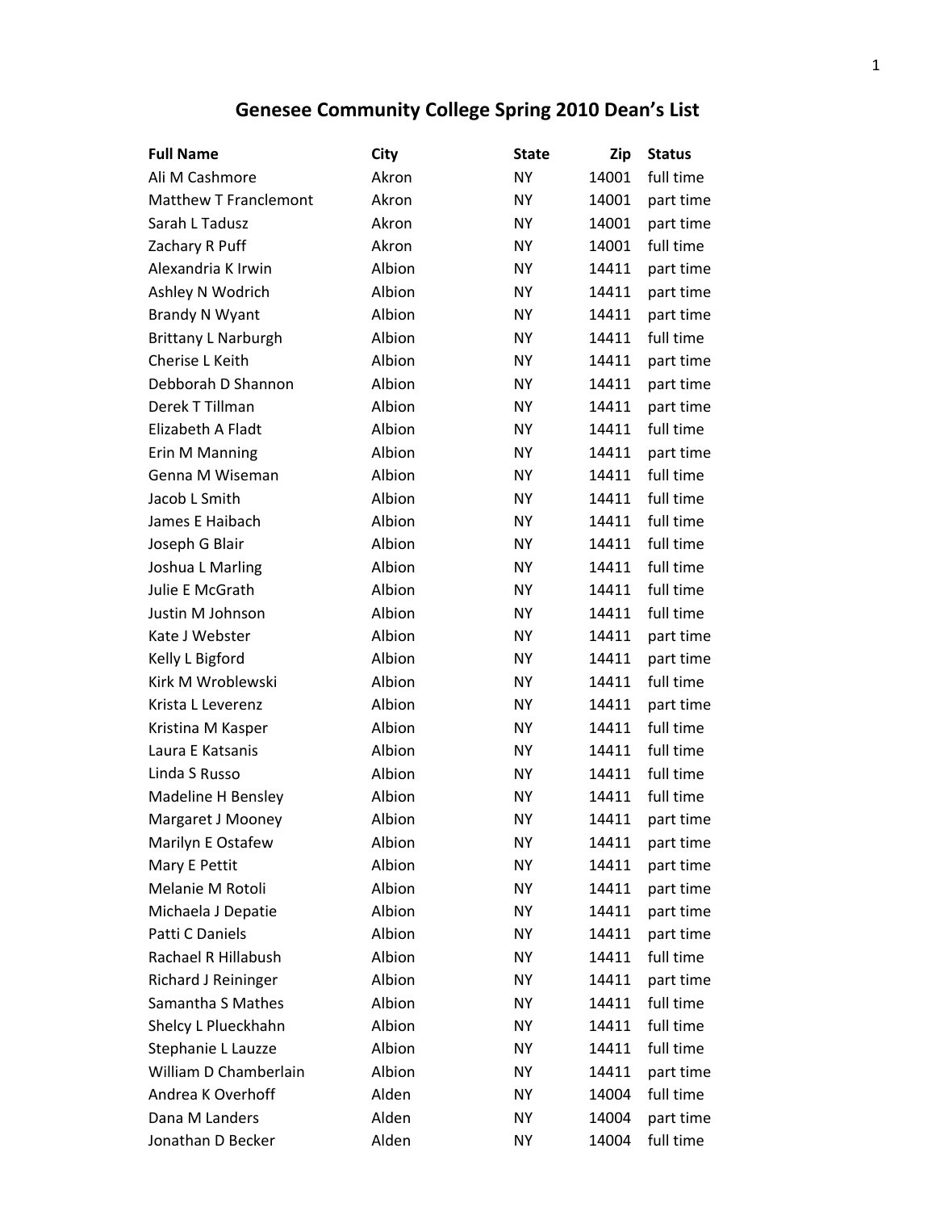# Genesee Community College Spring 2010 Dean's List

| Full Name | City | State | Zip | Status |
|---|---|---|---|---|
| Ali M Cashmore | Akron | NY | 14001 | full time |
| Matthew T Franclemont | Akron | NY | 14001 | part time |
| Sarah L Tadusz | Akron | NY | 14001 | part time |
| Zachary R Puff | Akron | NY | 14001 | full time |
| Alexandria K Irwin | Albion | NY | 14411 | part time |
| Ashley N Wodrich | Albion | NY | 14411 | part time |
| Brandy N Wyant | Albion | NY | 14411 | part time |
| Brittany L Narburgh | Albion | NY | 14411 | full time |
| Cherise L Keith | Albion | NY | 14411 | part time |
| Debborah D Shannon | Albion | NY | 14411 | part time |
| Derek T Tillman | Albion | NY | 14411 | part time |
| Elizabeth A Fladt | Albion | NY | 14411 | full time |
| Erin M Manning | Albion | NY | 14411 | part time |
| Genna M Wiseman | Albion | NY | 14411 | full time |
| Jacob L Smith | Albion | NY | 14411 | full time |
| James E Haibach | Albion | NY | 14411 | full time |
| Joseph G Blair | Albion | NY | 14411 | full time |
| Joshua L Marling | Albion | NY | 14411 | full time |
| Julie E McGrath | Albion | NY | 14411 | full time |
| Justin M Johnson | Albion | NY | 14411 | full time |
| Kate J Webster | Albion | NY | 14411 | part time |
| Kelly L Bigford | Albion | NY | 14411 | part time |
| Kirk M Wroblewski | Albion | NY | 14411 | full time |
| Krista L Leverenz | Albion | NY | 14411 | part time |
| Kristina M Kasper | Albion | NY | 14411 | full time |
| Laura E Katsanis | Albion | NY | 14411 | full time |
| Linda S Russo | Albion | NY | 14411 | full time |
| Madeline H Bensley | Albion | NY | 14411 | full time |
| Margaret J Mooney | Albion | NY | 14411 | part time |
| Marilyn E Ostafew | Albion | NY | 14411 | part time |
| Mary E Pettit | Albion | NY | 14411 | part time |
| Melanie M Rotoli | Albion | NY | 14411 | part time |
| Michaela J Depatie | Albion | NY | 14411 | part time |
| Patti C Daniels | Albion | NY | 14411 | part time |
| Rachael R Hillabush | Albion | NY | 14411 | full time |
| Richard J Reininger | Albion | NY | 14411 | part time |
| Samantha S Mathes | Albion | NY | 14411 | full time |
| Shelcy L Plueckhahn | Albion | NY | 14411 | full time |
| Stephanie L Lauzze | Albion | NY | 14411 | full time |
| William D Chamberlain | Albion | NY | 14411 | part time |
| Andrea K Overhoff | Alden | NY | 14004 | full time |
| Dana M Landers | Alden | NY | 14004 | part time |
| Jonathan D Becker | Alden | NY | 14004 | full time |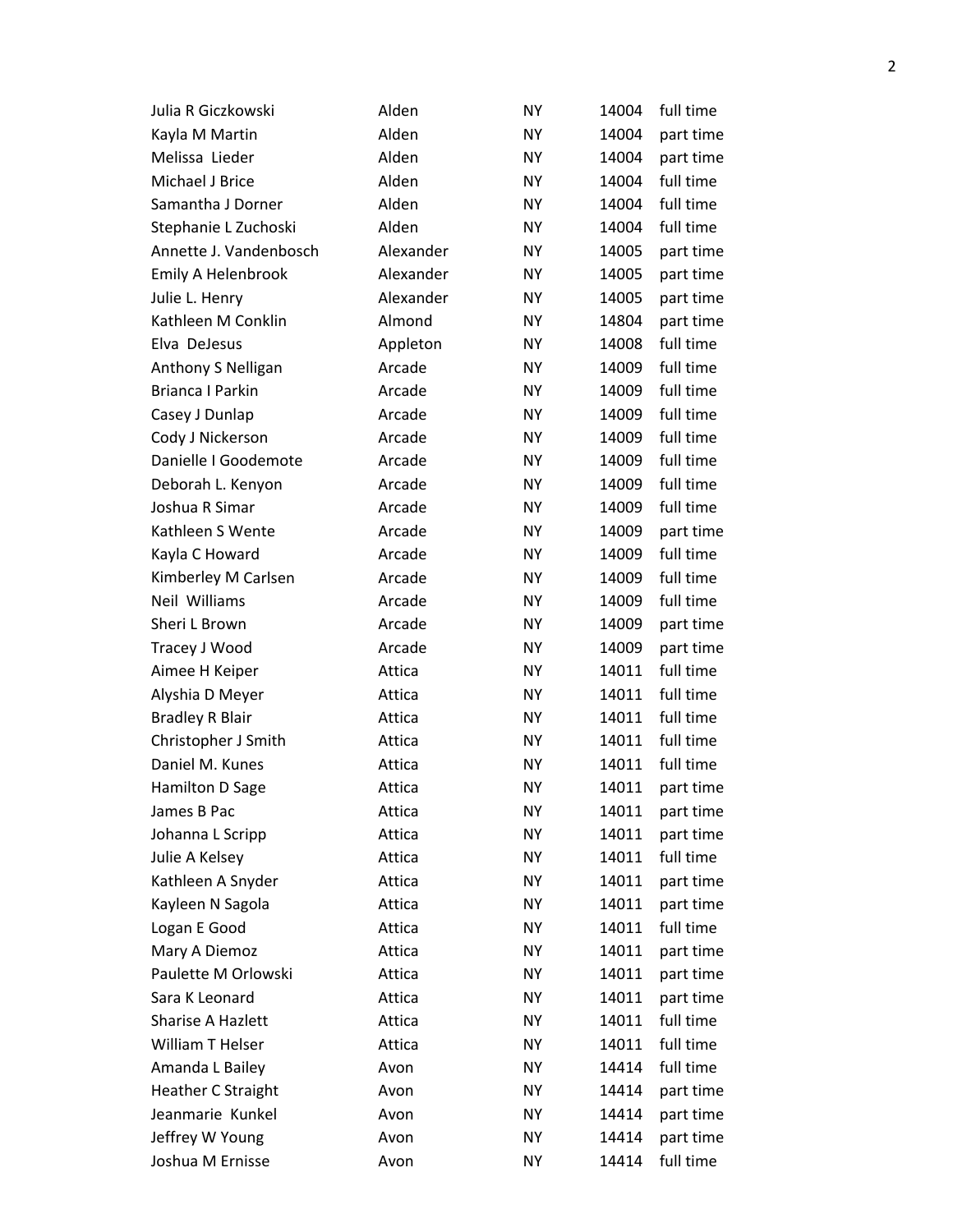| | | | | |
|---|---|---|---|---|
| Julia R Giczkowski | Alden | NY | 14004 | full time |
| Kayla M Martin | Alden | NY | 14004 | part time |
| Melissa  Lieder | Alden | NY | 14004 | part time |
| Michael J Brice | Alden | NY | 14004 | full time |
| Samantha J Dorner | Alden | NY | 14004 | full time |
| Stephanie L Zuchoski | Alden | NY | 14004 | full time |
| Annette J. Vandenbosch | Alexander | NY | 14005 | part time |
| Emily A Helenbrook | Alexander | NY | 14005 | part time |
| Julie L. Henry | Alexander | NY | 14005 | part time |
| Kathleen M Conklin | Almond | NY | 14804 | part time |
| Elva  DeJesus | Appleton | NY | 14008 | full time |
| Anthony S Nelligan | Arcade | NY | 14009 | full time |
| Brianca I Parkin | Arcade | NY | 14009 | full time |
| Casey J Dunlap | Arcade | NY | 14009 | full time |
| Cody J Nickerson | Arcade | NY | 14009 | full time |
| Danielle I Goodemote | Arcade | NY | 14009 | full time |
| Deborah L. Kenyon | Arcade | NY | 14009 | full time |
| Joshua R Simar | Arcade | NY | 14009 | full time |
| Kathleen S Wente | Arcade | NY | 14009 | part time |
| Kayla C Howard | Arcade | NY | 14009 | full time |
| Kimberley M Carlsen | Arcade | NY | 14009 | full time |
| Neil  Williams | Arcade | NY | 14009 | full time |
| Sheri L Brown | Arcade | NY | 14009 | part time |
| Tracey J Wood | Arcade | NY | 14009 | part time |
| Aimee H Keiper | Attica | NY | 14011 | full time |
| Alyshia D Meyer | Attica | NY | 14011 | full time |
| Bradley R Blair | Attica | NY | 14011 | full time |
| Christopher J Smith | Attica | NY | 14011 | full time |
| Daniel M. Kunes | Attica | NY | 14011 | full time |
| Hamilton D Sage | Attica | NY | 14011 | part time |
| James B Pac | Attica | NY | 14011 | part time |
| Johanna L Scripp | Attica | NY | 14011 | part time |
| Julie A Kelsey | Attica | NY | 14011 | full time |
| Kathleen A Snyder | Attica | NY | 14011 | part time |
| Kayleen N Sagola | Attica | NY | 14011 | part time |
| Logan E Good | Attica | NY | 14011 | full time |
| Mary A Diemoz | Attica | NY | 14011 | part time |
| Paulette M Orlowski | Attica | NY | 14011 | part time |
| Sara K Leonard | Attica | NY | 14011 | part time |
| Sharise A Hazlett | Attica | NY | 14011 | full time |
| William T Helser | Attica | NY | 14011 | full time |
| Amanda L Bailey | Avon | NY | 14414 | full time |
| Heather C Straight | Avon | NY | 14414 | part time |
| Jeanmarie  Kunkel | Avon | NY | 14414 | part time |
| Jeffrey W Young | Avon | NY | 14414 | part time |
| Joshua M Ernisse | Avon | NY | 14414 | full time |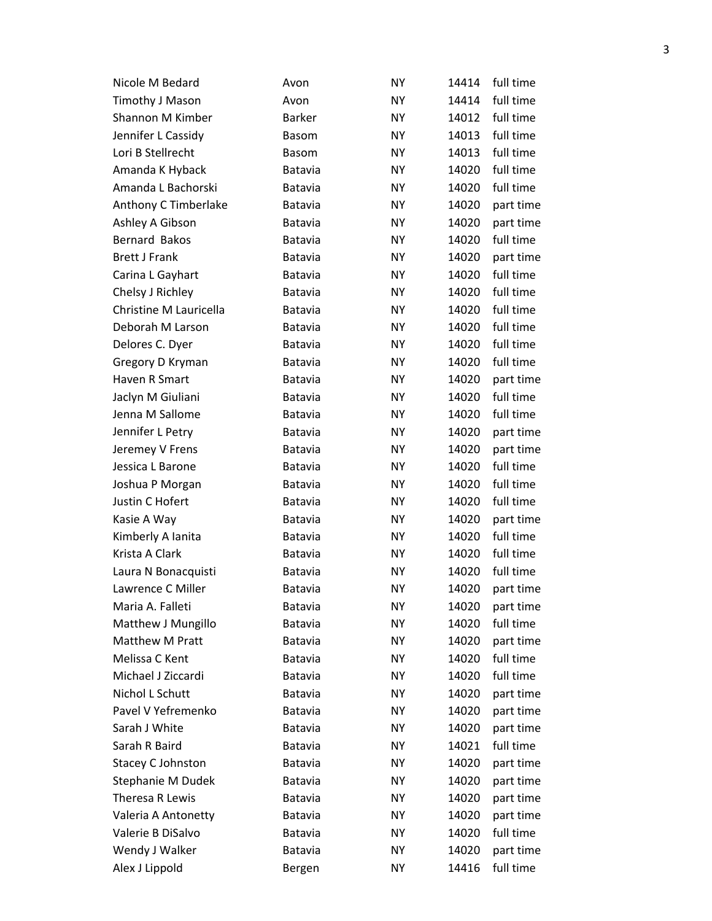| | | | | |
|---|---|---|---|---|
| Nicole M Bedard | Avon | NY | 14414 | full time |
| Timothy J Mason | Avon | NY | 14414 | full time |
| Shannon M Kimber | Barker | NY | 14012 | full time |
| Jennifer L Cassidy | Basom | NY | 14013 | full time |
| Lori B Stellrecht | Basom | NY | 14013 | full time |
| Amanda K Hyback | Batavia | NY | 14020 | full time |
| Amanda L Bachorski | Batavia | NY | 14020 | full time |
| Anthony C Timberlake | Batavia | NY | 14020 | part time |
| Ashley A Gibson | Batavia | NY | 14020 | part time |
| Bernard Bakos | Batavia | NY | 14020 | full time |
| Brett J Frank | Batavia | NY | 14020 | part time |
| Carina L Gayhart | Batavia | NY | 14020 | full time |
| Chelsy J Richley | Batavia | NY | 14020 | full time |
| Christine M Lauricella | Batavia | NY | 14020 | full time |
| Deborah M Larson | Batavia | NY | 14020 | full time |
| Delores C. Dyer | Batavia | NY | 14020 | full time |
| Gregory D Kryman | Batavia | NY | 14020 | full time |
| Haven R Smart | Batavia | NY | 14020 | part time |
| Jaclyn M Giuliani | Batavia | NY | 14020 | full time |
| Jenna M Sallome | Batavia | NY | 14020 | full time |
| Jennifer L Petry | Batavia | NY | 14020 | part time |
| Jeremey V Frens | Batavia | NY | 14020 | part time |
| Jessica L Barone | Batavia | NY | 14020 | full time |
| Joshua P Morgan | Batavia | NY | 14020 | full time |
| Justin C Hofert | Batavia | NY | 14020 | full time |
| Kasie A Way | Batavia | NY | 14020 | part time |
| Kimberly A Ianita | Batavia | NY | 14020 | full time |
| Krista A Clark | Batavia | NY | 14020 | full time |
| Laura N Bonacquisti | Batavia | NY | 14020 | full time |
| Lawrence C Miller | Batavia | NY | 14020 | part time |
| Maria A. Falleti | Batavia | NY | 14020 | part time |
| Matthew J Mungillo | Batavia | NY | 14020 | full time |
| Matthew M Pratt | Batavia | NY | 14020 | part time |
| Melissa C Kent | Batavia | NY | 14020 | full time |
| Michael J Ziccardi | Batavia | NY | 14020 | full time |
| Nichol L Schutt | Batavia | NY | 14020 | part time |
| Pavel V Yefremenko | Batavia | NY | 14020 | part time |
| Sarah J White | Batavia | NY | 14020 | part time |
| Sarah R Baird | Batavia | NY | 14021 | full time |
| Stacey C Johnston | Batavia | NY | 14020 | part time |
| Stephanie M Dudek | Batavia | NY | 14020 | part time |
| Theresa R Lewis | Batavia | NY | 14020 | part time |
| Valeria A Antonetty | Batavia | NY | 14020 | part time |
| Valerie B DiSalvo | Batavia | NY | 14020 | full time |
| Wendy J Walker | Batavia | NY | 14020 | part time |
| Alex J Lippold | Bergen | NY | 14416 | full time |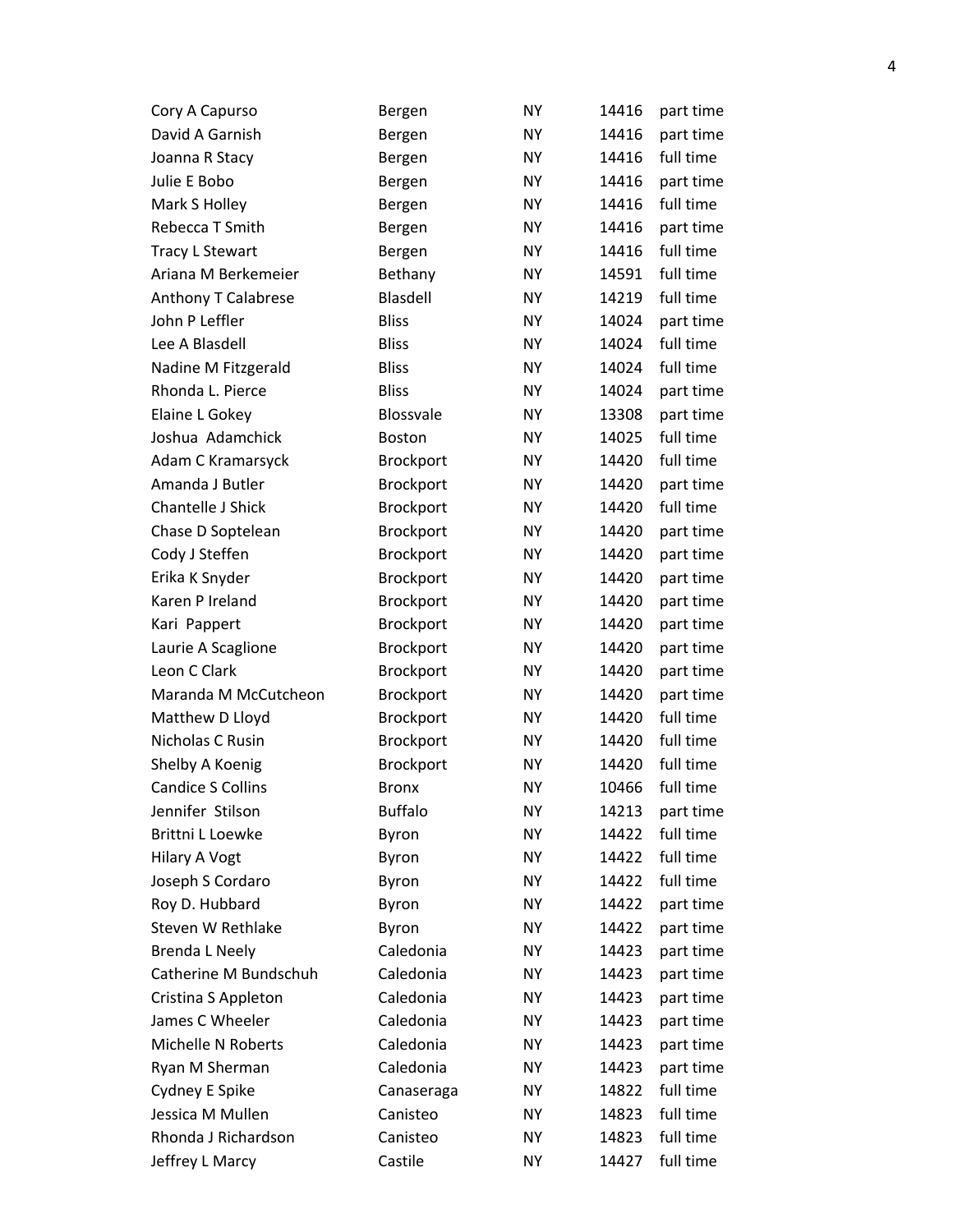| | | | | |
|---|---|---|---|---|
| Cory A Capurso | Bergen | NY | 14416 | part time |
| David A Garnish | Bergen | NY | 14416 | part time |
| Joanna R Stacy | Bergen | NY | 14416 | full time |
| Julie E Bobo | Bergen | NY | 14416 | part time |
| Mark S Holley | Bergen | NY | 14416 | full time |
| Rebecca T Smith | Bergen | NY | 14416 | part time |
| Tracy L Stewart | Bergen | NY | 14416 | full time |
| Ariana M Berkemeier | Bethany | NY | 14591 | full time |
| Anthony T Calabrese | Blasdell | NY | 14219 | full time |
| John P Leffler | Bliss | NY | 14024 | part time |
| Lee A Blasdell | Bliss | NY | 14024 | full time |
| Nadine M Fitzgerald | Bliss | NY | 14024 | full time |
| Rhonda L. Pierce | Bliss | NY | 14024 | part time |
| Elaine L Gokey | Blossvale | NY | 13308 | part time |
| Joshua Adamchick | Boston | NY | 14025 | full time |
| Adam C Kramarsyck | Brockport | NY | 14420 | full time |
| Amanda J Butler | Brockport | NY | 14420 | part time |
| Chantelle J Shick | Brockport | NY | 14420 | full time |
| Chase D Soptelean | Brockport | NY | 14420 | part time |
| Cody J Steffen | Brockport | NY | 14420 | part time |
| Erika K Snyder | Brockport | NY | 14420 | part time |
| Karen P Ireland | Brockport | NY | 14420 | part time |
| Kari Pappert | Brockport | NY | 14420 | part time |
| Laurie A Scaglione | Brockport | NY | 14420 | part time |
| Leon C Clark | Brockport | NY | 14420 | part time |
| Maranda M McCutcheon | Brockport | NY | 14420 | part time |
| Matthew D Lloyd | Brockport | NY | 14420 | full time |
| Nicholas C Rusin | Brockport | NY | 14420 | full time |
| Shelby A Koenig | Brockport | NY | 14420 | full time |
| Candice S Collins | Bronx | NY | 10466 | full time |
| Jennifer Stilson | Buffalo | NY | 14213 | part time |
| Brittni L Loewke | Byron | NY | 14422 | full time |
| Hilary A Vogt | Byron | NY | 14422 | full time |
| Joseph S Cordaro | Byron | NY | 14422 | full time |
| Roy D. Hubbard | Byron | NY | 14422 | part time |
| Steven W Rethlake | Byron | NY | 14422 | part time |
| Brenda L Neely | Caledonia | NY | 14423 | part time |
| Catherine M Bundschuh | Caledonia | NY | 14423 | part time |
| Cristina S Appleton | Caledonia | NY | 14423 | part time |
| James C Wheeler | Caledonia | NY | 14423 | part time |
| Michelle N Roberts | Caledonia | NY | 14423 | part time |
| Ryan M Sherman | Caledonia | NY | 14423 | part time |
| Cydney E Spike | Canaseraga | NY | 14822 | full time |
| Jessica M Mullen | Canisteo | NY | 14823 | full time |
| Rhonda J Richardson | Canisteo | NY | 14823 | full time |
| Jeffrey L Marcy | Castile | NY | 14427 | full time |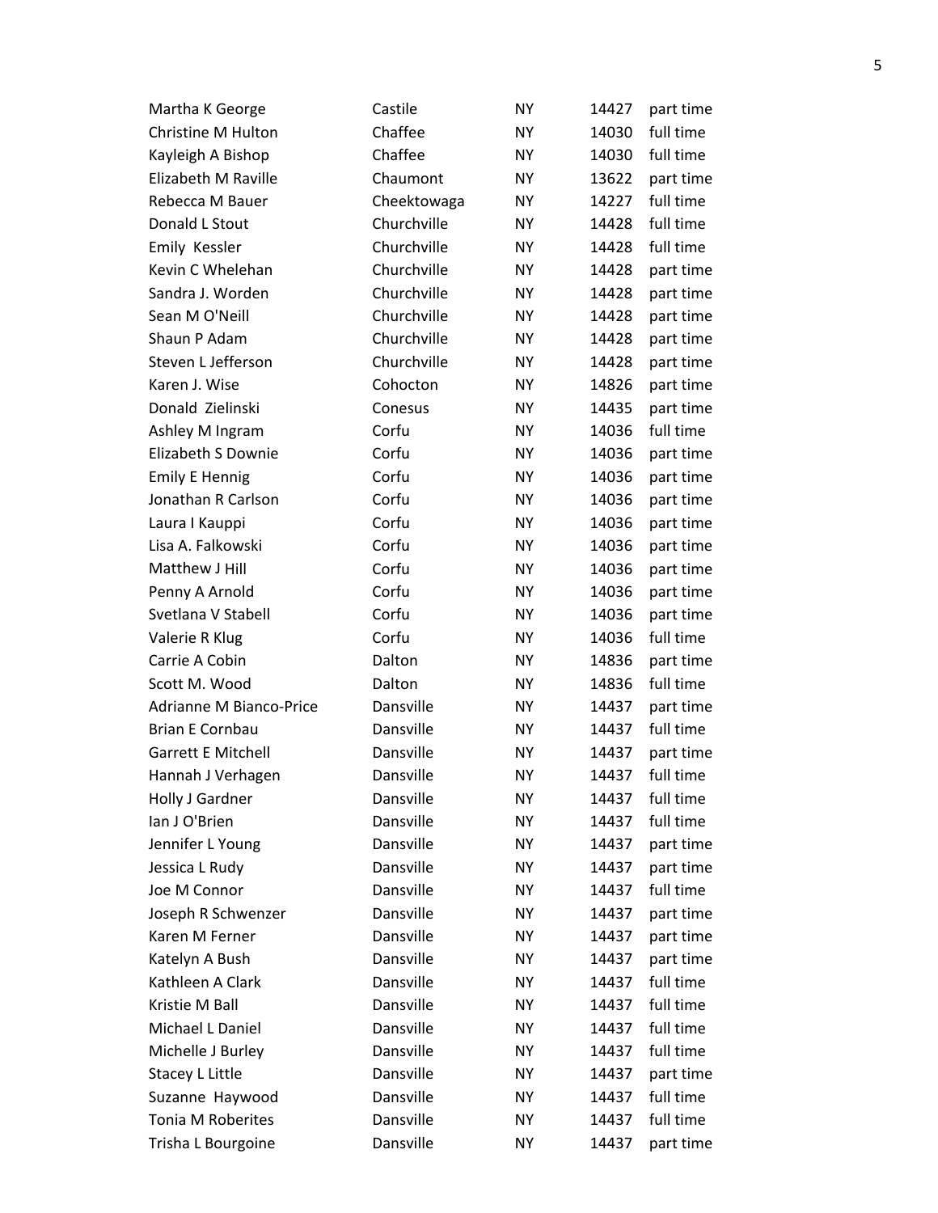| | | | | |
|---|---|---|---|---|
| Martha K George | Castile | NY | 14427 | part time |
| Christine M Hulton | Chaffee | NY | 14030 | full time |
| Kayleigh A Bishop | Chaffee | NY | 14030 | full time |
| Elizabeth M Raville | Chaumont | NY | 13622 | part time |
| Rebecca M Bauer | Cheektowaga | NY | 14227 | full time |
| Donald L Stout | Churchville | NY | 14428 | full time |
| Emily Kessler | Churchville | NY | 14428 | full time |
| Kevin C Whelehan | Churchville | NY | 14428 | part time |
| Sandra J. Worden | Churchville | NY | 14428 | part time |
| Sean M O'Neill | Churchville | NY | 14428 | part time |
| Shaun P Adam | Churchville | NY | 14428 | part time |
| Steven L Jefferson | Churchville | NY | 14428 | part time |
| Karen J. Wise | Cohocton | NY | 14826 | part time |
| Donald Zielinski | Conesus | NY | 14435 | part time |
| Ashley M Ingram | Corfu | NY | 14036 | full time |
| Elizabeth S Downie | Corfu | NY | 14036 | part time |
| Emily E Hennig | Corfu | NY | 14036 | part time |
| Jonathan R Carlson | Corfu | NY | 14036 | part time |
| Laura I Kauppi | Corfu | NY | 14036 | part time |
| Lisa A. Falkowski | Corfu | NY | 14036 | part time |
| Matthew J Hill | Corfu | NY | 14036 | part time |
| Penny A Arnold | Corfu | NY | 14036 | part time |
| Svetlana V Stabell | Corfu | NY | 14036 | part time |
| Valerie R Klug | Corfu | NY | 14036 | full time |
| Carrie A Cobin | Dalton | NY | 14836 | part time |
| Scott M. Wood | Dalton | NY | 14836 | full time |
| Adrianne M Bianco-Price | Dansville | NY | 14437 | part time |
| Brian E Cornbau | Dansville | NY | 14437 | full time |
| Garrett E Mitchell | Dansville | NY | 14437 | part time |
| Hannah J Verhagen | Dansville | NY | 14437 | full time |
| Holly J Gardner | Dansville | NY | 14437 | full time |
| Ian J O'Brien | Dansville | NY | 14437 | full time |
| Jennifer L Young | Dansville | NY | 14437 | part time |
| Jessica L Rudy | Dansville | NY | 14437 | part time |
| Joe M Connor | Dansville | NY | 14437 | full time |
| Joseph R Schwenzer | Dansville | NY | 14437 | part time |
| Karen M Ferner | Dansville | NY | 14437 | part time |
| Katelyn A Bush | Dansville | NY | 14437 | part time |
| Kathleen A Clark | Dansville | NY | 14437 | full time |
| Kristie M Ball | Dansville | NY | 14437 | full time |
| Michael L Daniel | Dansville | NY | 14437 | full time |
| Michelle J Burley | Dansville | NY | 14437 | full time |
| Stacey L Little | Dansville | NY | 14437 | part time |
| Suzanne Haywood | Dansville | NY | 14437 | full time |
| Tonia M Roberites | Dansville | NY | 14437 | full time |
| Trisha L Bourgoine | Dansville | NY | 14437 | part time |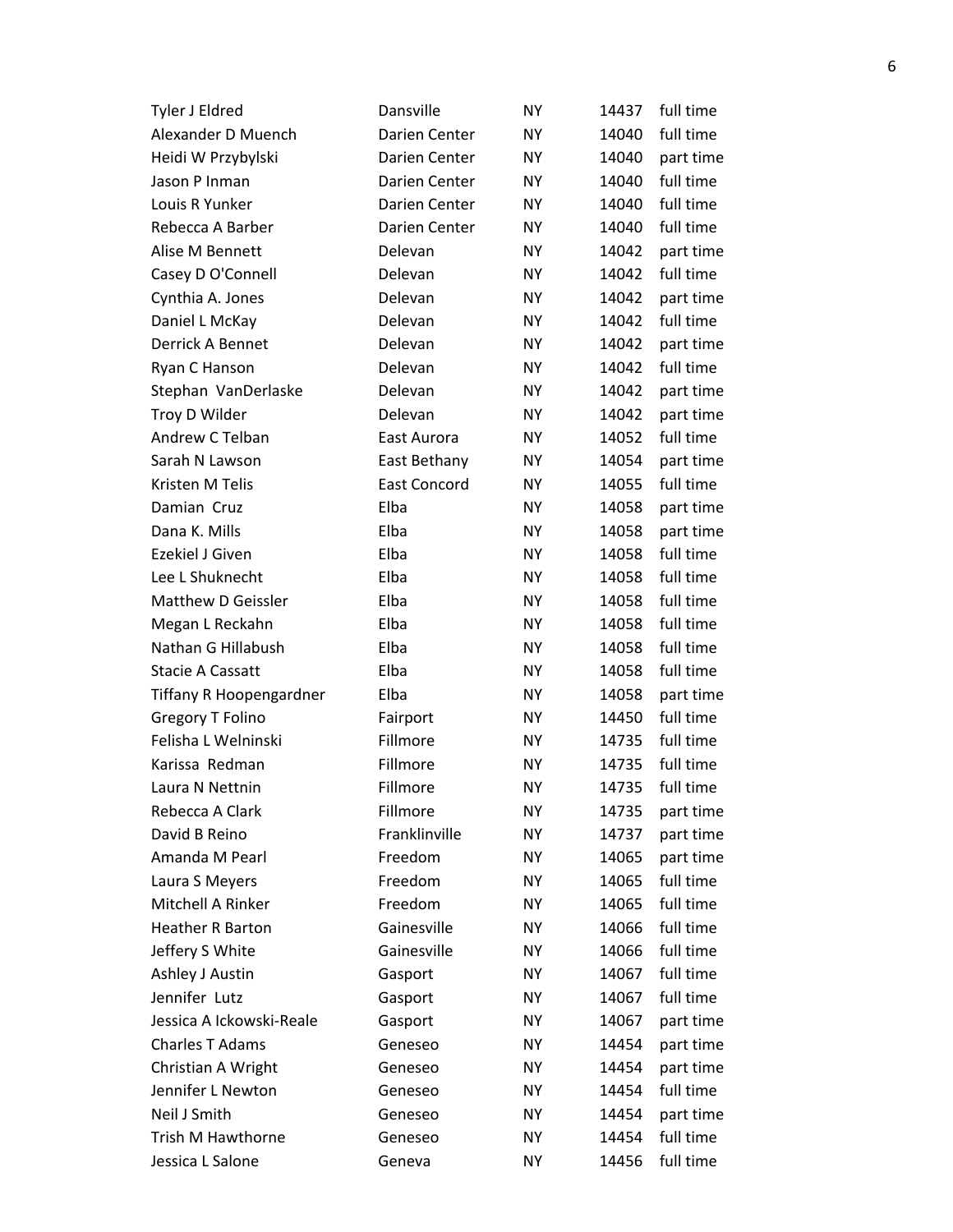| | | | | |
|---|---|---|---|---|
| Tyler J Eldred | Dansville | NY | 14437 | full time |
| Alexander D Muench | Darien Center | NY | 14040 | full time |
| Heidi W Przybylski | Darien Center | NY | 14040 | part time |
| Jason P Inman | Darien Center | NY | 14040 | full time |
| Louis R Yunker | Darien Center | NY | 14040 | full time |
| Rebecca A Barber | Darien Center | NY | 14040 | full time |
| Alise M Bennett | Delevan | NY | 14042 | part time |
| Casey D O'Connell | Delevan | NY | 14042 | full time |
| Cynthia A. Jones | Delevan | NY | 14042 | part time |
| Daniel L McKay | Delevan | NY | 14042 | full time |
| Derrick A Bennet | Delevan | NY | 14042 | part time |
| Ryan C Hanson | Delevan | NY | 14042 | full time |
| Stephan VanDerlaske | Delevan | NY | 14042 | part time |
| Troy D Wilder | Delevan | NY | 14042 | part time |
| Andrew C Telban | East Aurora | NY | 14052 | full time |
| Sarah N Lawson | East Bethany | NY | 14054 | part time |
| Kristen M Telis | East Concord | NY | 14055 | full time |
| Damian Cruz | Elba | NY | 14058 | part time |
| Dana K. Mills | Elba | NY | 14058 | part time |
| Ezekiel J Given | Elba | NY | 14058 | full time |
| Lee L Shuknecht | Elba | NY | 14058 | full time |
| Matthew D Geissler | Elba | NY | 14058 | full time |
| Megan L Reckahn | Elba | NY | 14058 | full time |
| Nathan G Hillabush | Elba | NY | 14058 | full time |
| Stacie A Cassatt | Elba | NY | 14058 | full time |
| Tiffany R Hoopengardner | Elba | NY | 14058 | part time |
| Gregory T Folino | Fairport | NY | 14450 | full time |
| Felisha L Welninski | Fillmore | NY | 14735 | full time |
| Karissa Redman | Fillmore | NY | 14735 | full time |
| Laura N Nettnin | Fillmore | NY | 14735 | full time |
| Rebecca A Clark | Fillmore | NY | 14735 | part time |
| David B Reino | Franklinville | NY | 14737 | part time |
| Amanda M Pearl | Freedom | NY | 14065 | part time |
| Laura S Meyers | Freedom | NY | 14065 | full time |
| Mitchell A Rinker | Freedom | NY | 14065 | full time |
| Heather R Barton | Gainesville | NY | 14066 | full time |
| Jeffery S White | Gainesville | NY | 14066 | full time |
| Ashley J Austin | Gasport | NY | 14067 | full time |
| Jennifer Lutz | Gasport | NY | 14067 | full time |
| Jessica A Ickowski-Reale | Gasport | NY | 14067 | part time |
| Charles T Adams | Geneseo | NY | 14454 | part time |
| Christian A Wright | Geneseo | NY | 14454 | part time |
| Jennifer L Newton | Geneseo | NY | 14454 | full time |
| Neil J Smith | Geneseo | NY | 14454 | part time |
| Trish M Hawthorne | Geneseo | NY | 14454 | full time |
| Jessica L Salone | Geneva | NY | 14456 | full time |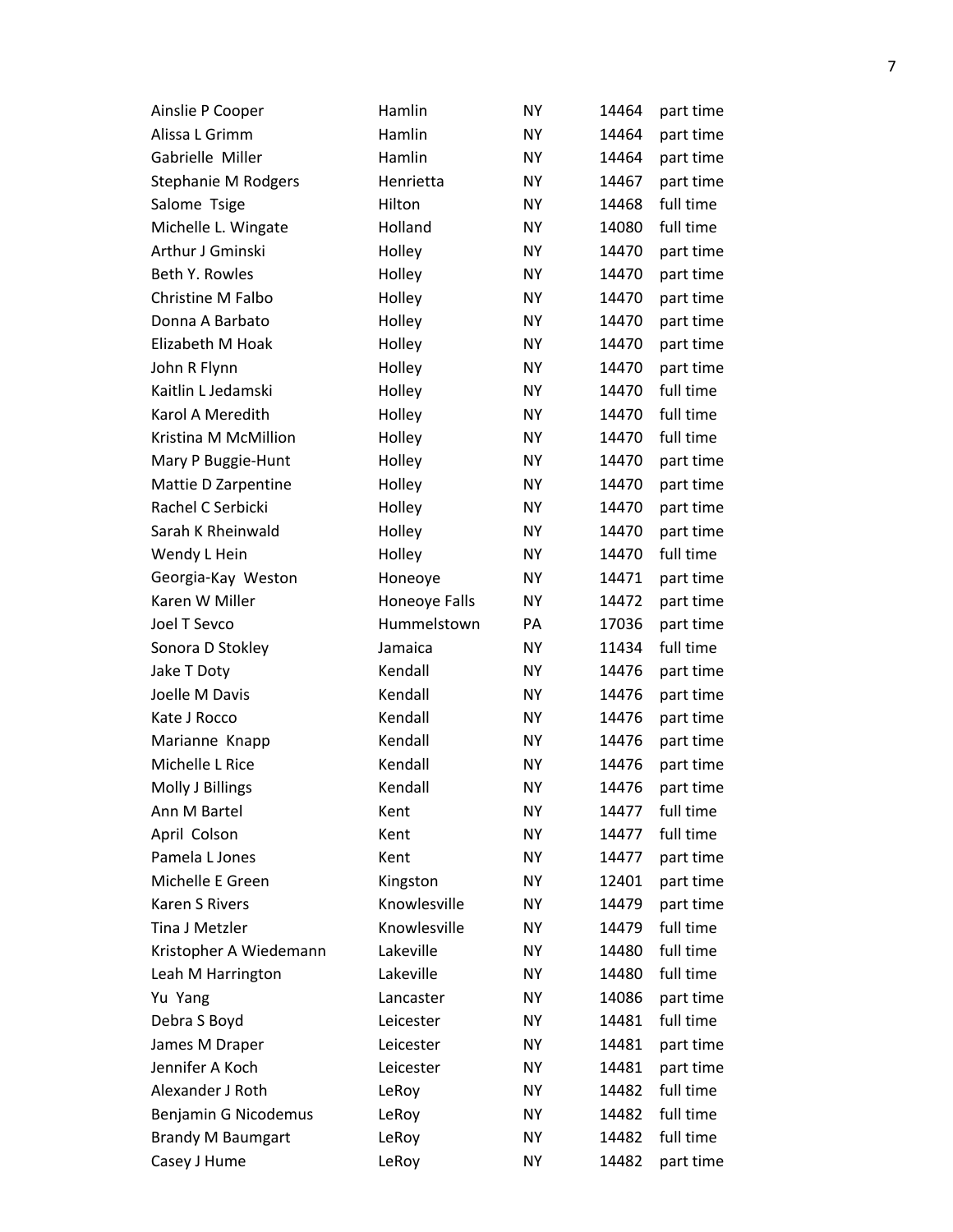| | | | | |
|---|---|---|---|---|
| Ainslie P Cooper | Hamlin | NY | 14464 | part time |
| Alissa L Grimm | Hamlin | NY | 14464 | part time |
| Gabrielle Miller | Hamlin | NY | 14464 | part time |
| Stephanie M Rodgers | Henrietta | NY | 14467 | part time |
| Salome Tsige | Hilton | NY | 14468 | full time |
| Michelle L. Wingate | Holland | NY | 14080 | full time |
| Arthur J Gminski | Holley | NY | 14470 | part time |
| Beth Y. Rowles | Holley | NY | 14470 | part time |
| Christine M Falbo | Holley | NY | 14470 | part time |
| Donna A Barbato | Holley | NY | 14470 | part time |
| Elizabeth M Hoak | Holley | NY | 14470 | part time |
| John R Flynn | Holley | NY | 14470 | part time |
| Kaitlin L Jedamski | Holley | NY | 14470 | full time |
| Karol A Meredith | Holley | NY | 14470 | full time |
| Kristina M McMillion | Holley | NY | 14470 | full time |
| Mary P Buggie-Hunt | Holley | NY | 14470 | part time |
| Mattie D Zarpentine | Holley | NY | 14470 | part time |
| Rachel C Serbicki | Holley | NY | 14470 | part time |
| Sarah K Rheinwald | Holley | NY | 14470 | part time |
| Wendy L Hein | Holley | NY | 14470 | full time |
| Georgia-Kay Weston | Honeoye | NY | 14471 | part time |
| Karen W Miller | Honeoye Falls | NY | 14472 | part time |
| Joel T Sevco | Hummelstown | PA | 17036 | part time |
| Sonora D Stokley | Jamaica | NY | 11434 | full time |
| Jake T Doty | Kendall | NY | 14476 | part time |
| Joelle M Davis | Kendall | NY | 14476 | part time |
| Kate J Rocco | Kendall | NY | 14476 | part time |
| Marianne Knapp | Kendall | NY | 14476 | part time |
| Michelle L Rice | Kendall | NY | 14476 | part time |
| Molly J Billings | Kendall | NY | 14476 | part time |
| Ann M Bartel | Kent | NY | 14477 | full time |
| April Colson | Kent | NY | 14477 | full time |
| Pamela L Jones | Kent | NY | 14477 | part time |
| Michelle E Green | Kingston | NY | 12401 | part time |
| Karen S Rivers | Knowlesville | NY | 14479 | part time |
| Tina J Metzler | Knowlesville | NY | 14479 | full time |
| Kristopher A Wiedemann | Lakeville | NY | 14480 | full time |
| Leah M Harrington | Lakeville | NY | 14480 | full time |
| Yu Yang | Lancaster | NY | 14086 | part time |
| Debra S Boyd | Leicester | NY | 14481 | full time |
| James M Draper | Leicester | NY | 14481 | part time |
| Jennifer A Koch | Leicester | NY | 14481 | part time |
| Alexander J Roth | LeRoy | NY | 14482 | full time |
| Benjamin G Nicodemus | LeRoy | NY | 14482 | full time |
| Brandy M Baumgart | LeRoy | NY | 14482 | full time |
| Casey J Hume | LeRoy | NY | 14482 | part time |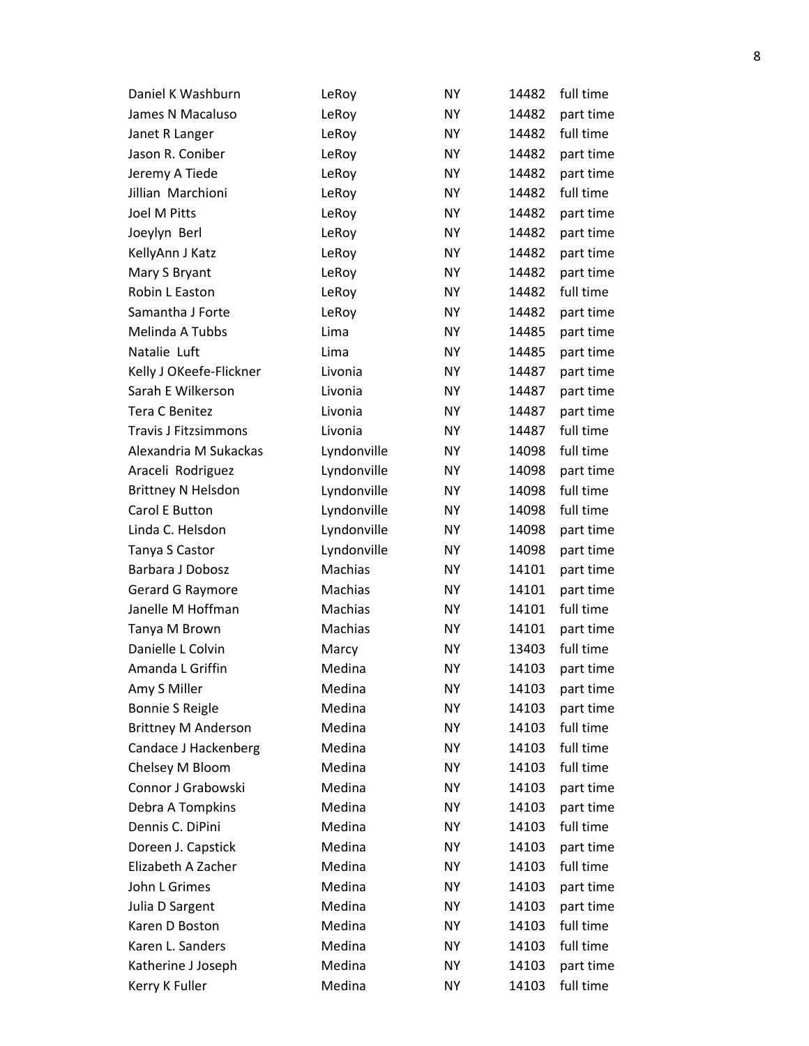| | | | | |
|---|---|---|---|---|
| Daniel K Washburn | LeRoy | NY | 14482 | full time |
| James N Macaluso | LeRoy | NY | 14482 | part time |
| Janet R Langer | LeRoy | NY | 14482 | full time |
| Jason R. Coniber | LeRoy | NY | 14482 | part time |
| Jeremy A Tiede | LeRoy | NY | 14482 | part time |
| Jillian Marchioni | LeRoy | NY | 14482 | full time |
| Joel M Pitts | LeRoy | NY | 14482 | part time |
| Joeylyn Berl | LeRoy | NY | 14482 | part time |
| KellyAnn J Katz | LeRoy | NY | 14482 | part time |
| Mary S Bryant | LeRoy | NY | 14482 | part time |
| Robin L Easton | LeRoy | NY | 14482 | full time |
| Samantha J Forte | LeRoy | NY | 14482 | part time |
| Melinda A Tubbs | Lima | NY | 14485 | part time |
| Natalie Luft | Lima | NY | 14485 | part time |
| Kelly J OKeefe-Flickner | Livonia | NY | 14487 | part time |
| Sarah E Wilkerson | Livonia | NY | 14487 | part time |
| Tera C Benitez | Livonia | NY | 14487 | part time |
| Travis J Fitzsimmons | Livonia | NY | 14487 | full time |
| Alexandria M Sukackas | Lyndonville | NY | 14098 | full time |
| Araceli Rodriguez | Lyndonville | NY | 14098 | part time |
| Brittney N Helsdon | Lyndonville | NY | 14098 | full time |
| Carol E Button | Lyndonville | NY | 14098 | full time |
| Linda C. Helsdon | Lyndonville | NY | 14098 | part time |
| Tanya S Castor | Lyndonville | NY | 14098 | part time |
| Barbara J Dobosz | Machias | NY | 14101 | part time |
| Gerard G Raymore | Machias | NY | 14101 | part time |
| Janelle M Hoffman | Machias | NY | 14101 | full time |
| Tanya M Brown | Machias | NY | 14101 | part time |
| Danielle L Colvin | Marcy | NY | 13403 | full time |
| Amanda L Griffin | Medina | NY | 14103 | part time |
| Amy S Miller | Medina | NY | 14103 | part time |
| Bonnie S Reigle | Medina | NY | 14103 | part time |
| Brittney M Anderson | Medina | NY | 14103 | full time |
| Candace J Hackenberg | Medina | NY | 14103 | full time |
| Chelsey M Bloom | Medina | NY | 14103 | full time |
| Connor J Grabowski | Medina | NY | 14103 | part time |
| Debra A Tompkins | Medina | NY | 14103 | part time |
| Dennis C. DiPini | Medina | NY | 14103 | full time |
| Doreen J. Capstick | Medina | NY | 14103 | part time |
| Elizabeth A Zacher | Medina | NY | 14103 | full time |
| John L Grimes | Medina | NY | 14103 | part time |
| Julia D Sargent | Medina | NY | 14103 | part time |
| Karen D Boston | Medina | NY | 14103 | full time |
| Karen L. Sanders | Medina | NY | 14103 | full time |
| Katherine J Joseph | Medina | NY | 14103 | part time |
| Kerry K Fuller | Medina | NY | 14103 | full time |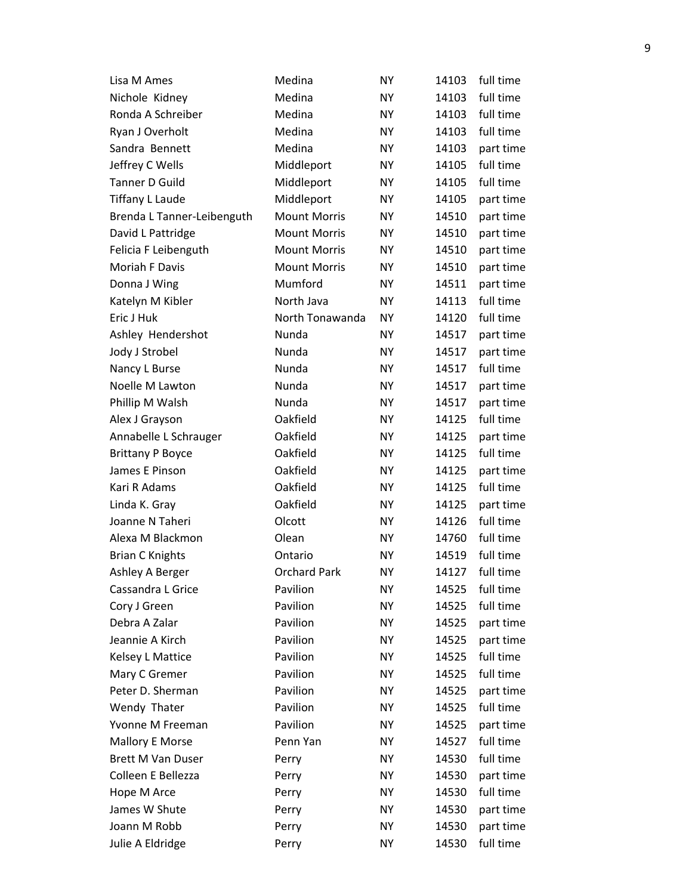| | | | | |
|---|---|---|---|---|
| Lisa M Ames | Medina | NY | 14103 | full time |
| Nichole Kidney | Medina | NY | 14103 | full time |
| Ronda A Schreiber | Medina | NY | 14103 | full time |
| Ryan J Overholt | Medina | NY | 14103 | full time |
| Sandra Bennett | Medina | NY | 14103 | part time |
| Jeffrey C Wells | Middleport | NY | 14105 | full time |
| Tanner D Guild | Middleport | NY | 14105 | full time |
| Tiffany L Laude | Middleport | NY | 14105 | part time |
| Brenda L Tanner-Leibenguth | Mount Morris | NY | 14510 | part time |
| David L Pattridge | Mount Morris | NY | 14510 | part time |
| Felicia F Leibenguth | Mount Morris | NY | 14510 | part time |
| Moriah F Davis | Mount Morris | NY | 14510 | part time |
| Donna J Wing | Mumford | NY | 14511 | part time |
| Katelyn M Kibler | North Java | NY | 14113 | full time |
| Eric J Huk | North Tonawanda | NY | 14120 | full time |
| Ashley Hendershot | Nunda | NY | 14517 | part time |
| Jody J Strobel | Nunda | NY | 14517 | part time |
| Nancy L Burse | Nunda | NY | 14517 | full time |
| Noelle M Lawton | Nunda | NY | 14517 | part time |
| Phillip M Walsh | Nunda | NY | 14517 | part time |
| Alex J Grayson | Oakfield | NY | 14125 | full time |
| Annabelle L Schrauger | Oakfield | NY | 14125 | part time |
| Brittany P Boyce | Oakfield | NY | 14125 | full time |
| James E Pinson | Oakfield | NY | 14125 | part time |
| Kari R Adams | Oakfield | NY | 14125 | full time |
| Linda K. Gray | Oakfield | NY | 14125 | part time |
| Joanne N Taheri | Olcott | NY | 14126 | full time |
| Alexa M Blackmon | Olean | NY | 14760 | full time |
| Brian C Knights | Ontario | NY | 14519 | full time |
| Ashley A Berger | Orchard Park | NY | 14127 | full time |
| Cassandra L Grice | Pavilion | NY | 14525 | full time |
| Cory J Green | Pavilion | NY | 14525 | full time |
| Debra A Zalar | Pavilion | NY | 14525 | part time |
| Jeannie A Kirch | Pavilion | NY | 14525 | part time |
| Kelsey L Mattice | Pavilion | NY | 14525 | full time |
| Mary C Gremer | Pavilion | NY | 14525 | full time |
| Peter D. Sherman | Pavilion | NY | 14525 | part time |
| Wendy Thater | Pavilion | NY | 14525 | full time |
| Yvonne M Freeman | Pavilion | NY | 14525 | part time |
| Mallory E Morse | Penn Yan | NY | 14527 | full time |
| Brett M Van Duser | Perry | NY | 14530 | full time |
| Colleen E Bellezza | Perry | NY | 14530 | part time |
| Hope M Arce | Perry | NY | 14530 | full time |
| James W Shute | Perry | NY | 14530 | part time |
| Joann M Robb | Perry | NY | 14530 | part time |
| Julie A Eldridge | Perry | NY | 14530 | full time |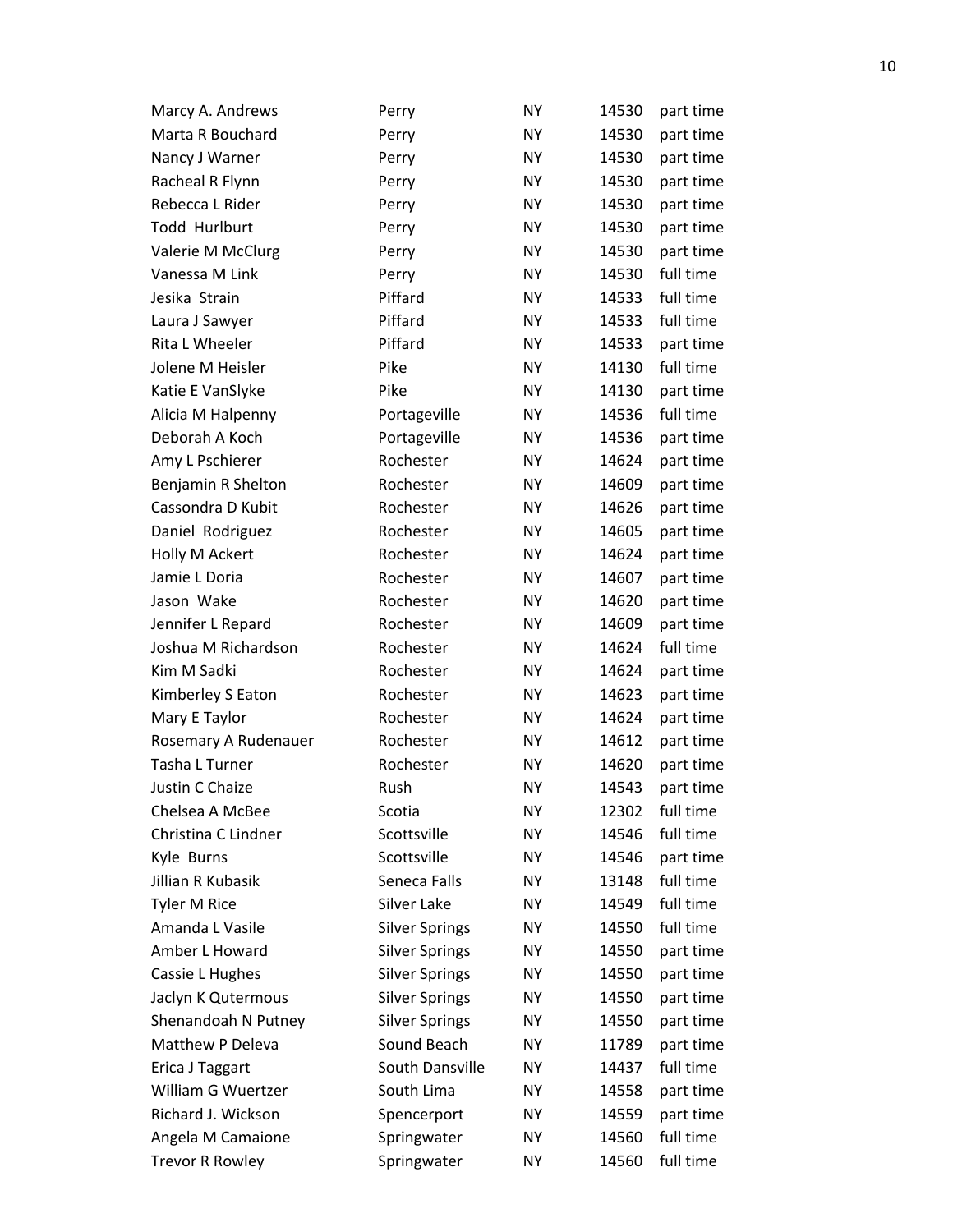| | | | | |
|---|---|---|---|---|
| Marcy A. Andrews | Perry | NY | 14530 | part time |
| Marta R Bouchard | Perry | NY | 14530 | part time |
| Nancy J Warner | Perry | NY | 14530 | part time |
| Racheal R Flynn | Perry | NY | 14530 | part time |
| Rebecca L Rider | Perry | NY | 14530 | part time |
| Todd Hurlburt | Perry | NY | 14530 | part time |
| Valerie M McClurg | Perry | NY | 14530 | part time |
| Vanessa M Link | Perry | NY | 14530 | full time |
| Jesika Strain | Piffard | NY | 14533 | full time |
| Laura J Sawyer | Piffard | NY | 14533 | full time |
| Rita L Wheeler | Piffard | NY | 14533 | part time |
| Jolene M Heisler | Pike | NY | 14130 | full time |
| Katie E VanSlyke | Pike | NY | 14130 | part time |
| Alicia M Halpenny | Portageville | NY | 14536 | full time |
| Deborah A Koch | Portageville | NY | 14536 | part time |
| Amy L Pschierer | Rochester | NY | 14624 | part time |
| Benjamin R Shelton | Rochester | NY | 14609 | part time |
| Cassondra D Kubit | Rochester | NY | 14626 | part time |
| Daniel Rodriguez | Rochester | NY | 14605 | part time |
| Holly M Ackert | Rochester | NY | 14624 | part time |
| Jamie L Doria | Rochester | NY | 14607 | part time |
| Jason Wake | Rochester | NY | 14620 | part time |
| Jennifer L Repard | Rochester | NY | 14609 | part time |
| Joshua M Richardson | Rochester | NY | 14624 | full time |
| Kim M Sadki | Rochester | NY | 14624 | part time |
| Kimberley S Eaton | Rochester | NY | 14623 | part time |
| Mary E Taylor | Rochester | NY | 14624 | part time |
| Rosemary A Rudenauer | Rochester | NY | 14612 | part time |
| Tasha L Turner | Rochester | NY | 14620 | part time |
| Justin C Chaize | Rush | NY | 14543 | part time |
| Chelsea A McBee | Scotia | NY | 12302 | full time |
| Christina C Lindner | Scottsville | NY | 14546 | full time |
| Kyle Burns | Scottsville | NY | 14546 | part time |
| Jillian R Kubasik | Seneca Falls | NY | 13148 | full time |
| Tyler M Rice | Silver Lake | NY | 14549 | full time |
| Amanda L Vasile | Silver Springs | NY | 14550 | full time |
| Amber L Howard | Silver Springs | NY | 14550 | part time |
| Cassie L Hughes | Silver Springs | NY | 14550 | part time |
| Jaclyn K Qutermous | Silver Springs | NY | 14550 | part time |
| Shenandoah N Putney | Silver Springs | NY | 14550 | part time |
| Matthew P Deleva | Sound Beach | NY | 11789 | part time |
| Erica J Taggart | South Dansville | NY | 14437 | full time |
| William G Wuertzer | South Lima | NY | 14558 | part time |
| Richard J. Wickson | Spencerport | NY | 14559 | part time |
| Angela M Camaione | Springwater | NY | 14560 | full time |
| Trevor R Rowley | Springwater | NY | 14560 | full time |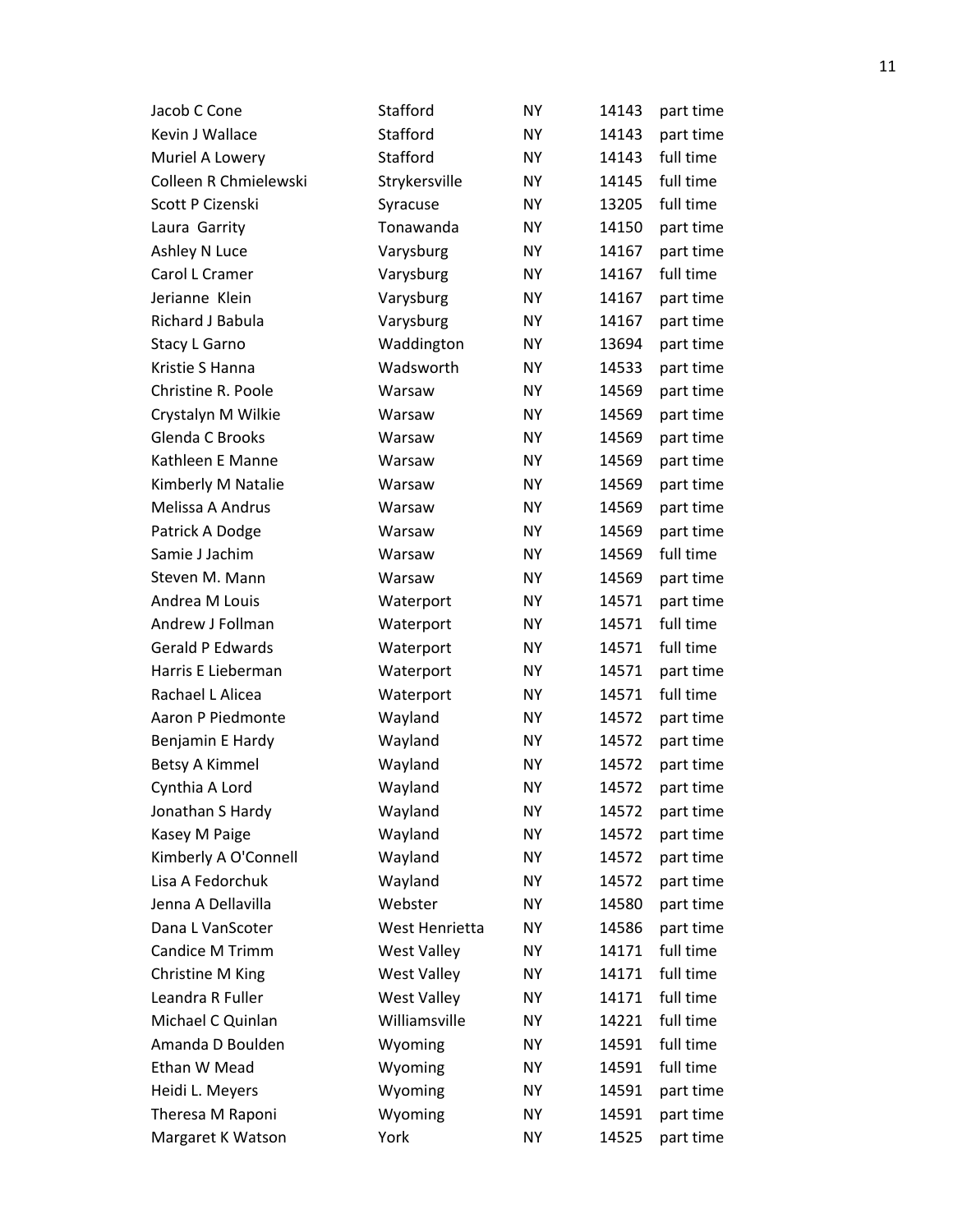| | | | | |
|---|---|---|---|---|
| Jacob C Cone | Stafford | NY | 14143 | part time |
| Kevin J Wallace | Stafford | NY | 14143 | part time |
| Muriel A Lowery | Stafford | NY | 14143 | full time |
| Colleen R Chmielewski | Strykersville | NY | 14145 | full time |
| Scott P Cizenski | Syracuse | NY | 13205 | full time |
| Laura Garrity | Tonawanda | NY | 14150 | part time |
| Ashley N Luce | Varysburg | NY | 14167 | part time |
| Carol L Cramer | Varysburg | NY | 14167 | full time |
| Jerianne Klein | Varysburg | NY | 14167 | part time |
| Richard J Babula | Varysburg | NY | 14167 | part time |
| Stacy L Garno | Waddington | NY | 13694 | part time |
| Kristie S Hanna | Wadsworth | NY | 14533 | part time |
| Christine R. Poole | Warsaw | NY | 14569 | part time |
| Crystalyn M Wilkie | Warsaw | NY | 14569 | part time |
| Glenda C Brooks | Warsaw | NY | 14569 | part time |
| Kathleen E Manne | Warsaw | NY | 14569 | part time |
| Kimberly M Natalie | Warsaw | NY | 14569 | part time |
| Melissa A Andrus | Warsaw | NY | 14569 | part time |
| Patrick A Dodge | Warsaw | NY | 14569 | part time |
| Samie J Jachim | Warsaw | NY | 14569 | full time |
| Steven M. Mann | Warsaw | NY | 14569 | part time |
| Andrea M Louis | Waterport | NY | 14571 | part time |
| Andrew J Follman | Waterport | NY | 14571 | full time |
| Gerald P Edwards | Waterport | NY | 14571 | full time |
| Harris E Lieberman | Waterport | NY | 14571 | part time |
| Rachael L Alicea | Waterport | NY | 14571 | full time |
| Aaron P Piedmonte | Wayland | NY | 14572 | part time |
| Benjamin E Hardy | Wayland | NY | 14572 | part time |
| Betsy A Kimmel | Wayland | NY | 14572 | part time |
| Cynthia A Lord | Wayland | NY | 14572 | part time |
| Jonathan S Hardy | Wayland | NY | 14572 | part time |
| Kasey M Paige | Wayland | NY | 14572 | part time |
| Kimberly A O'Connell | Wayland | NY | 14572 | part time |
| Lisa A Fedorchuk | Wayland | NY | 14572 | part time |
| Jenna A Dellavilla | Webster | NY | 14580 | part time |
| Dana L VanScoter | West Henrietta | NY | 14586 | part time |
| Candice M Trimm | West Valley | NY | 14171 | full time |
| Christine M King | West Valley | NY | 14171 | full time |
| Leandra R Fuller | West Valley | NY | 14171 | full time |
| Michael C Quinlan | Williamsville | NY | 14221 | full time |
| Amanda D Boulden | Wyoming | NY | 14591 | full time |
| Ethan W Mead | Wyoming | NY | 14591 | full time |
| Heidi L. Meyers | Wyoming | NY | 14591 | part time |
| Theresa M Raponi | Wyoming | NY | 14591 | part time |
| Margaret K Watson | York | NY | 14525 | part time |